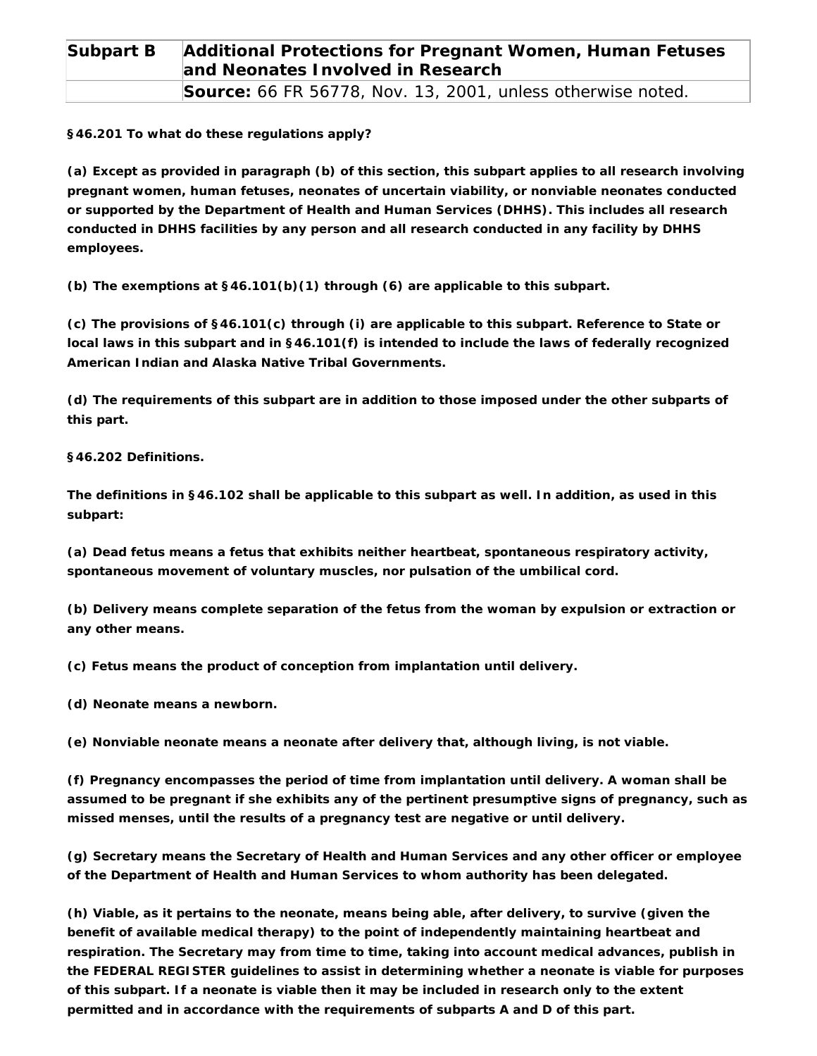| Subpart B | Additional Protections for Pregnant Women, Human Fetuses and Neonates Involved in Research |
| --- | --- |
| | **Source:** 66 FR 56778, Nov. 13, 2001, unless otherwise noted. |

**§46.201 To what do these regulations apply?**

**(a) Except as provided in paragraph (b) of this section, this subpart applies to all research involving pregnant women, human fetuses, neonates of uncertain viability, or nonviable neonates conducted or supported by the Department of Health and Human Services (DHHS). This includes all research conducted in DHHS facilities by any person and all research conducted in any facility by DHHS employees.**

**(b) The exemptions at §46.101(b)(1) through (6) are applicable to this subpart.**

**(c) The provisions of §46.101(c) through (i) are applicable to this subpart. Reference to State or local laws in this subpart and in §46.101(f) is intended to include the laws of federally recognized American Indian and Alaska Native Tribal Governments.**

**(d) The requirements of this subpart are in addition to those imposed under the other subparts of this part.**

**§46.202 Definitions.**

**The definitions in §46.102 shall be applicable to this subpart as well. In addition, as used in this subpart:**

**(a) Dead fetus means a fetus that exhibits neither heartbeat, spontaneous respiratory activity, spontaneous movement of voluntary muscles, nor pulsation of the umbilical cord.**

**(b) Delivery means complete separation of the fetus from the woman by expulsion or extraction or any other means.**

**(c) Fetus means the product of conception from implantation until delivery.**

**(d) Neonate means a newborn.**

**(e) Nonviable neonate means a neonate after delivery that, although living, is not viable.**

**(f) Pregnancy encompasses the period of time from implantation until delivery. A woman shall be assumed to be pregnant if she exhibits any of the pertinent presumptive signs of pregnancy, such as missed menses, until the results of a pregnancy test are negative or until delivery.**

**(g) Secretary means the Secretary of Health and Human Services and any other officer or employee of the Department of Health and Human Services to whom authority has been delegated.**

**(h) Viable, as it pertains to the neonate, means being able, after delivery, to survive (given the benefit of available medical therapy) to the point of independently maintaining heartbeat and respiration. The Secretary may from time to time, taking into account medical advances, publish in the FEDERAL REGISTER guidelines to assist in determining whether a neonate is viable for purposes of this subpart. If a neonate is viable then it may be included in research only to the extent permitted and in accordance with the requirements of subparts A and D of this part.**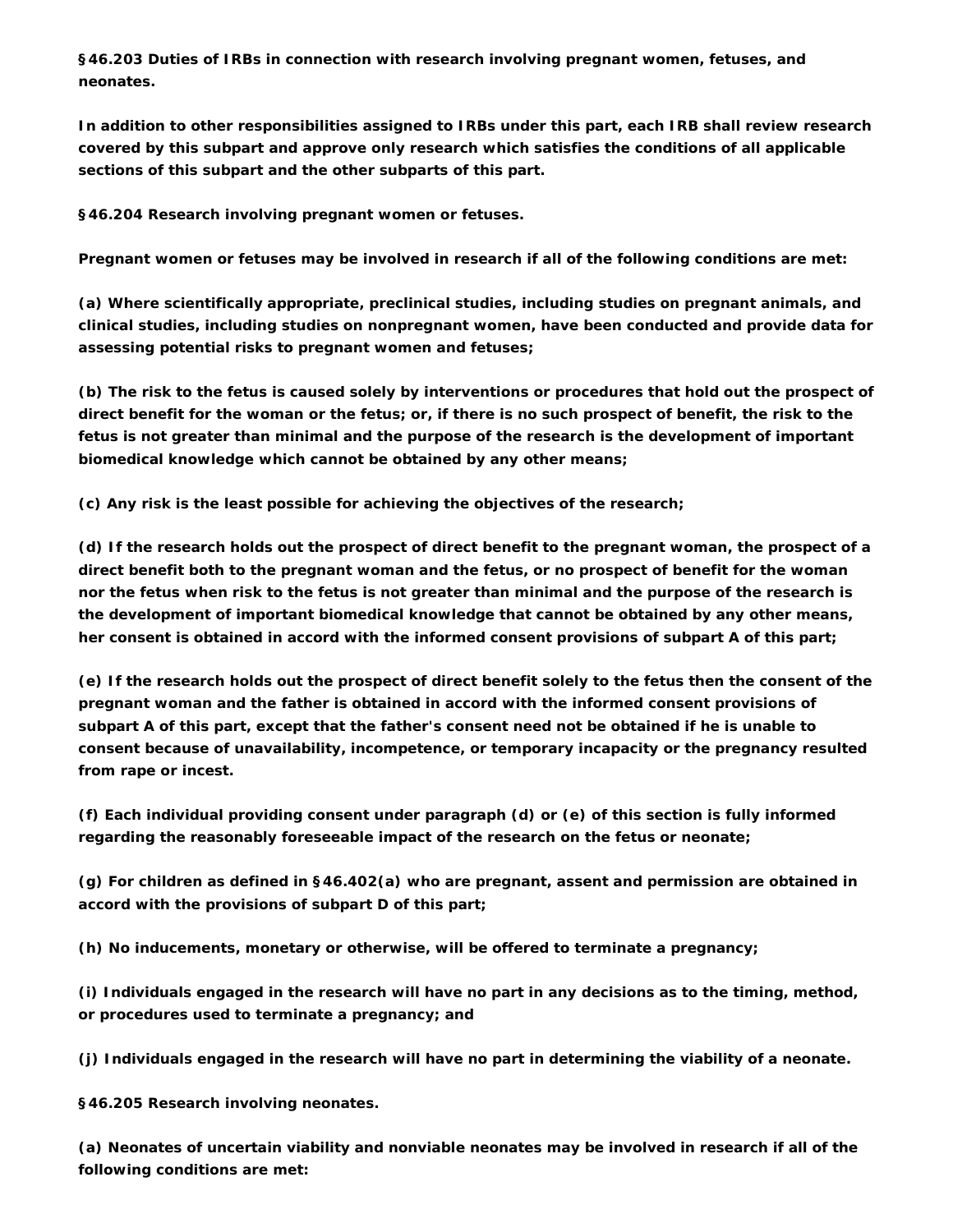**§46.203 Duties of IRBs in connection with research involving pregnant women, fetuses, and neonates.**

**In addition to other responsibilities assigned to IRBs under this part, each IRB shall review research covered by this subpart and approve only research which satisfies the conditions of all applicable sections of this subpart and the other subparts of this part.**

**§46.204 Research involving pregnant women or fetuses.**

**Pregnant women or fetuses may be involved in research if all of the following conditions are met:**

**(a) Where scientifically appropriate, preclinical studies, including studies on pregnant animals, and clinical studies, including studies on nonpregnant women, have been conducted and provide data for assessing potential risks to pregnant women and fetuses;**

**(b) The risk to the fetus is caused solely by interventions or procedures that hold out the prospect of direct benefit for the woman or the fetus; or, if there is no such prospect of benefit, the risk to the fetus is not greater than minimal and the purpose of the research is the development of important biomedical knowledge which cannot be obtained by any other means;**

**(c) Any risk is the least possible for achieving the objectives of the research;**

**(d) If the research holds out the prospect of direct benefit to the pregnant woman, the prospect of a direct benefit both to the pregnant woman and the fetus, or no prospect of benefit for the woman nor the fetus when risk to the fetus is not greater than minimal and the purpose of the research is the development of important biomedical knowledge that cannot be obtained by any other means, her consent is obtained in accord with the informed consent provisions of subpart A of this part;**

**(e) If the research holds out the prospect of direct benefit solely to the fetus then the consent of the pregnant woman and the father is obtained in accord with the informed consent provisions of subpart A of this part, except that the father's consent need not be obtained if he is unable to consent because of unavailability, incompetence, or temporary incapacity or the pregnancy resulted from rape or incest.**

**(f) Each individual providing consent under paragraph (d) or (e) of this section is fully informed regarding the reasonably foreseeable impact of the research on the fetus or neonate;**

**(g) For children as defined in §46.402(a) who are pregnant, assent and permission are obtained in accord with the provisions of subpart D of this part;**

**(h) No inducements, monetary or otherwise, will be offered to terminate a pregnancy;**

**(i) Individuals engaged in the research will have no part in any decisions as to the timing, method, or procedures used to terminate a pregnancy; and**

**(j) Individuals engaged in the research will have no part in determining the viability of a neonate.**

**§46.205 Research involving neonates.**

**(a) Neonates of uncertain viability and nonviable neonates may be involved in research if all of the following conditions are met:**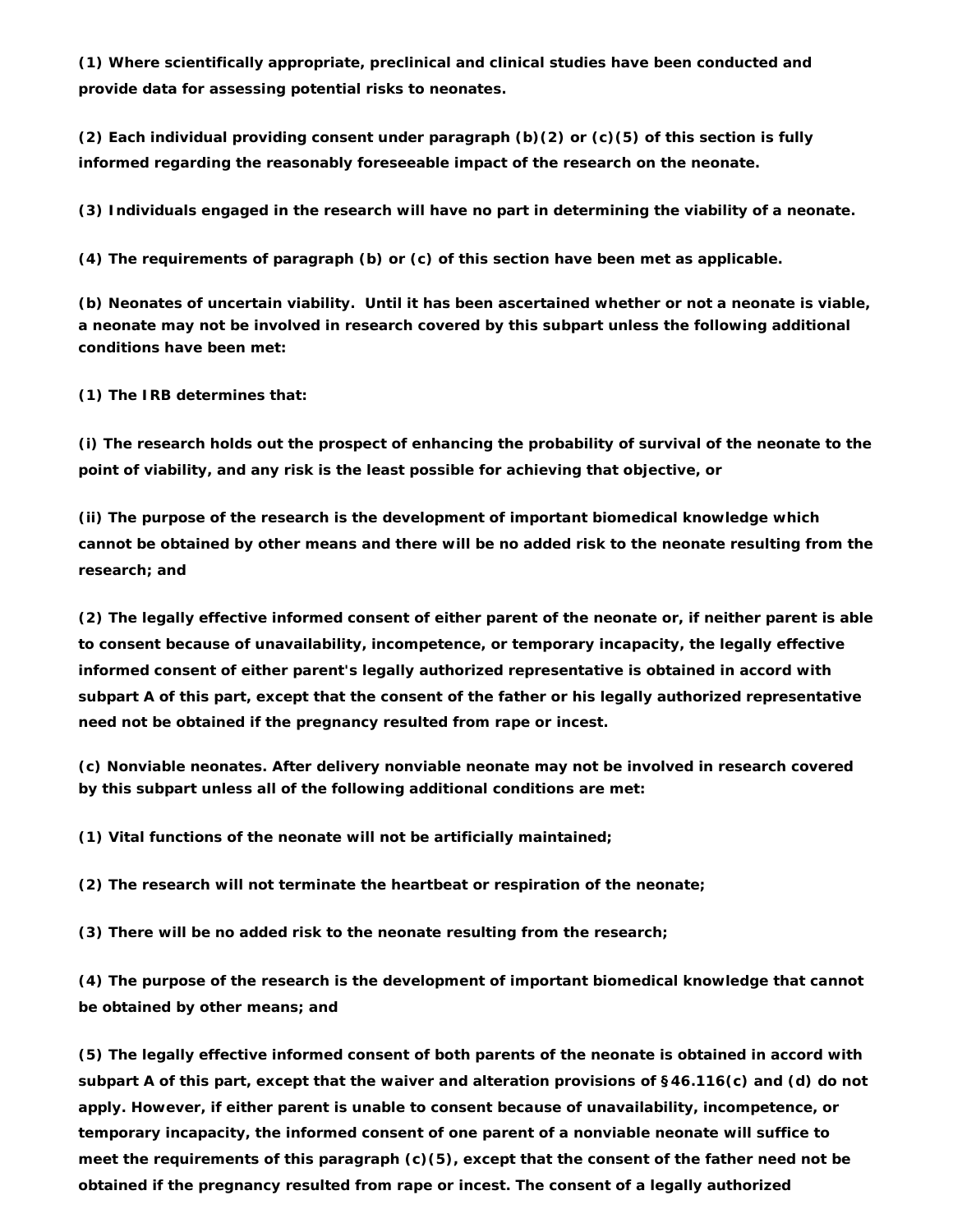**(1) Where scientifically appropriate, preclinical and clinical studies have been conducted and provide data for assessing potential risks to neonates.**

**(2) Each individual providing consent under paragraph (b)(2) or (c)(5) of this section is fully informed regarding the reasonably foreseeable impact of the research on the neonate.**

**(3) Individuals engaged in the research will have no part in determining the viability of a neonate.**

**(4) The requirements of paragraph (b) or (c) of this section have been met as applicable.**

**(b) Neonates of uncertain viability. Until it has been ascertained whether or not a neonate is viable, a neonate may not be involved in research covered by this subpart unless the following additional conditions have been met:**

**(1) The IRB determines that:**

**(i) The research holds out the prospect of enhancing the probability of survival of the neonate to the point of viability, and any risk is the least possible for achieving that objective, or**

**(ii) The purpose of the research is the development of important biomedical knowledge which cannot be obtained by other means and there will be no added risk to the neonate resulting from the research; and**

**(2) The legally effective informed consent of either parent of the neonate or, if neither parent is able to consent because of unavailability, incompetence, or temporary incapacity, the legally effective informed consent of either parent's legally authorized representative is obtained in accord with subpart A of this part, except that the consent of the father or his legally authorized representative need not be obtained if the pregnancy resulted from rape or incest.**

**(c) Nonviable neonates. After delivery nonviable neonate may not be involved in research covered by this subpart unless all of the following additional conditions are met:**

**(1) Vital functions of the neonate will not be artificially maintained;**

**(2) The research will not terminate the heartbeat or respiration of the neonate;**

**(3) There will be no added risk to the neonate resulting from the research;**

**(4) The purpose of the research is the development of important biomedical knowledge that cannot be obtained by other means; and**

**(5) The legally effective informed consent of both parents of the neonate is obtained in accord with subpart A of this part, except that the waiver and alteration provisions of §46.116(c) and (d) do not apply. However, if either parent is unable to consent because of unavailability, incompetence, or temporary incapacity, the informed consent of one parent of a nonviable neonate will suffice to meet the requirements of this paragraph (c)(5), except that the consent of the father need not be obtained if the pregnancy resulted from rape or incest. The consent of a legally authorized**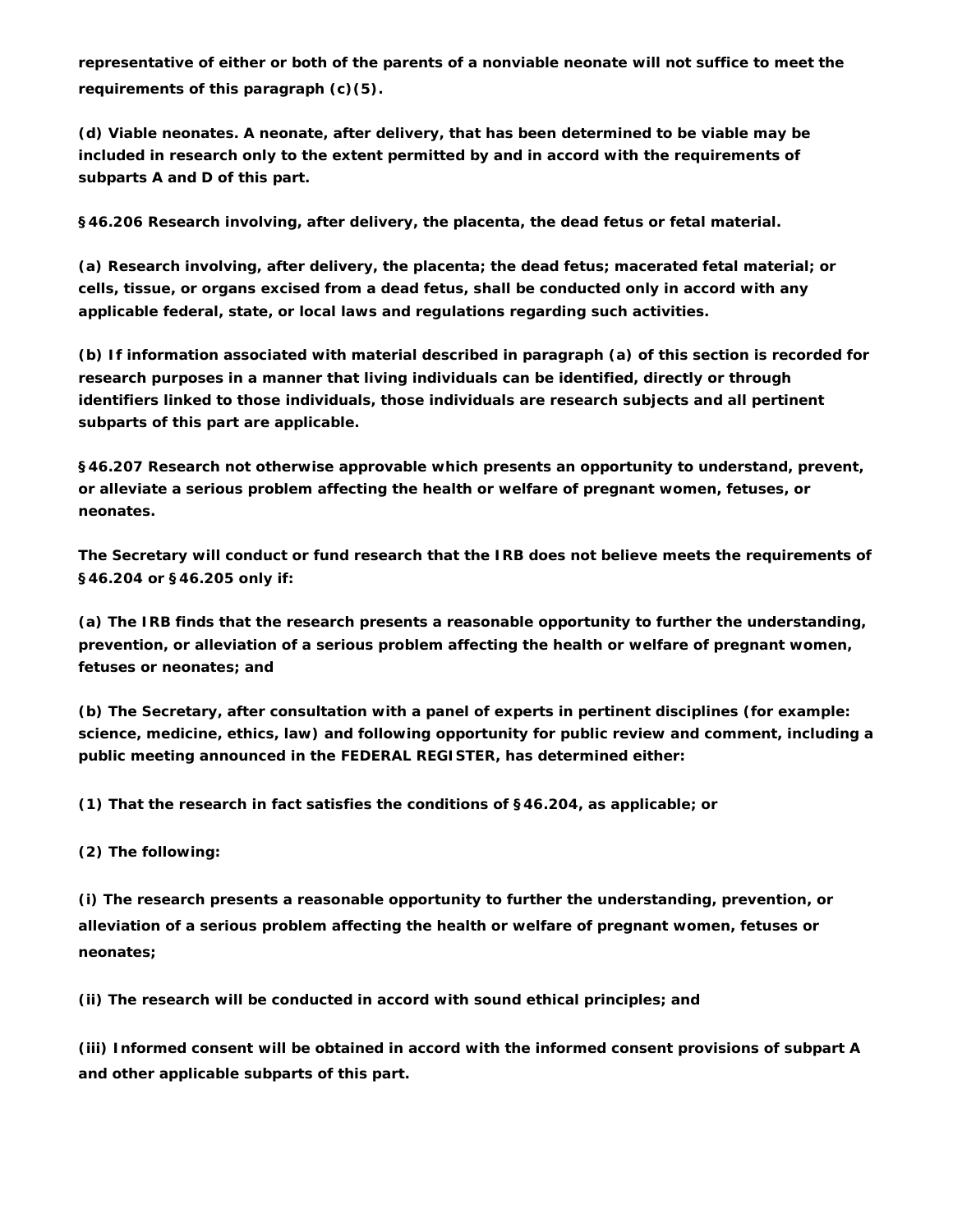**representative of either or both of the parents of a nonviable neonate will not suffice to meet the requirements of this paragraph (c)(5).**

**(d) Viable neonates. A neonate, after delivery, that has been determined to be viable may be included in research only to the extent permitted by and in accord with the requirements of subparts A and D of this part.**

**§46.206 Research involving, after delivery, the placenta, the dead fetus or fetal material.**

**(a) Research involving, after delivery, the placenta; the dead fetus; macerated fetal material; or cells, tissue, or organs excised from a dead fetus, shall be conducted only in accord with any applicable federal, state, or local laws and regulations regarding such activities.**

**(b) If information associated with material described in paragraph (a) of this section is recorded for research purposes in a manner that living individuals can be identified, directly or through identifiers linked to those individuals, those individuals are research subjects and all pertinent subparts of this part are applicable.**

**§46.207 Research not otherwise approvable which presents an opportunity to understand, prevent, or alleviate a serious problem affecting the health or welfare of pregnant women, fetuses, or neonates.**

**The Secretary will conduct or fund research that the IRB does not believe meets the requirements of §46.204 or §46.205 only if:**

**(a) The IRB finds that the research presents a reasonable opportunity to further the understanding, prevention, or alleviation of a serious problem affecting the health or welfare of pregnant women, fetuses or neonates; and**

**(b) The Secretary, after consultation with a panel of experts in pertinent disciplines (for example: science, medicine, ethics, law) and following opportunity for public review and comment, including a public meeting announced in the FEDERAL REGISTER, has determined either:**

**(1) That the research in fact satisfies the conditions of §46.204, as applicable; or**

**(2) The following:**

**(i) The research presents a reasonable opportunity to further the understanding, prevention, or alleviation of a serious problem affecting the health or welfare of pregnant women, fetuses or neonates;**

**(ii) The research will be conducted in accord with sound ethical principles; and**

**(iii) Informed consent will be obtained in accord with the informed consent provisions of subpart A and other applicable subparts of this part.**